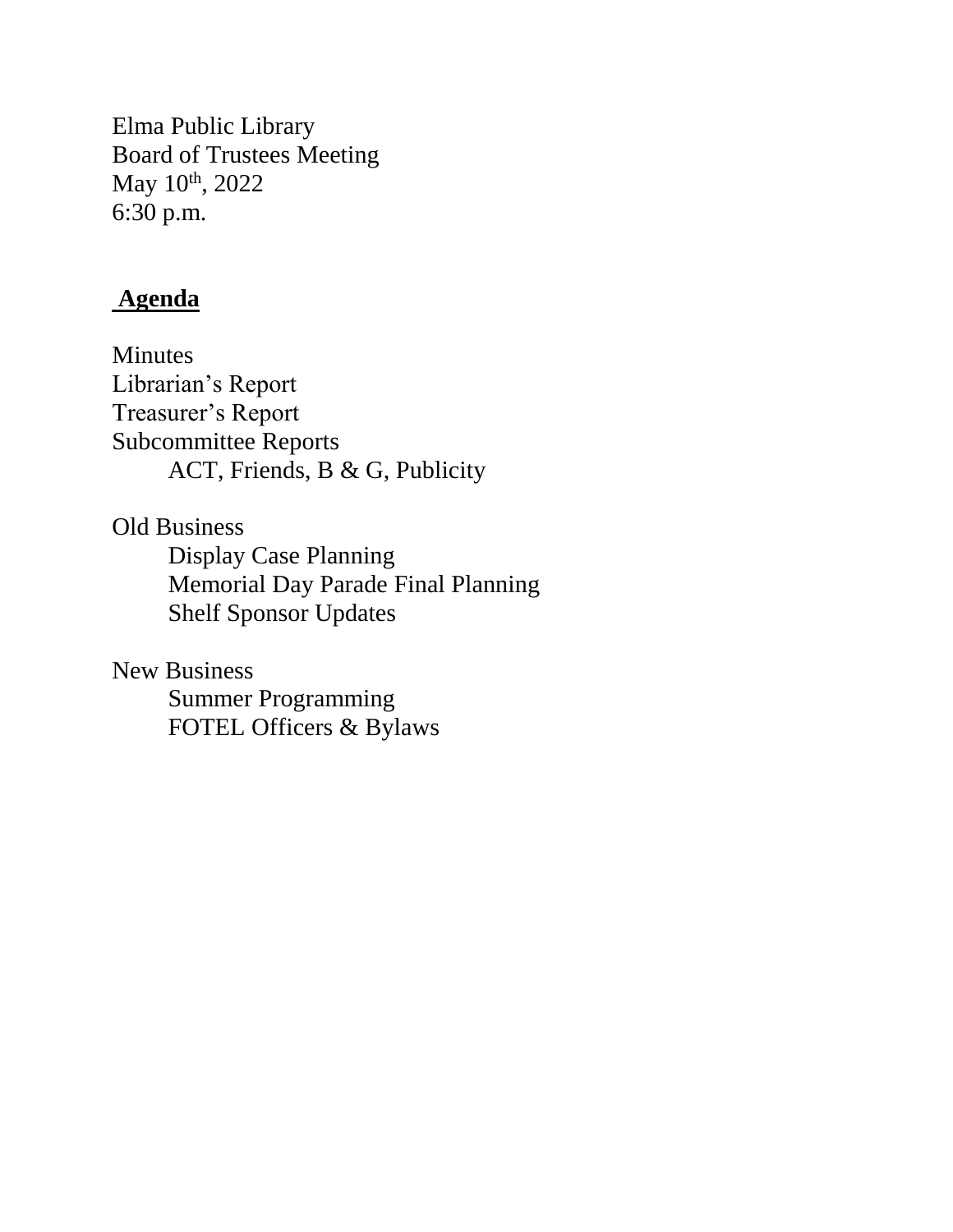Elma Public Library
Board of Trustees Meeting
May 10th, 2022
6:30 p.m.

## Agenda

Minutes
Librarian's Report
Treasurer's Report
Subcommittee Reports
- ACT, Friends, B & G, Publicity

Old Business
- Display Case Planning
- Memorial Day Parade Final Planning
- Shelf Sponsor Updates

New Business
- Summer Programming
- FOTEL Officers & Bylaws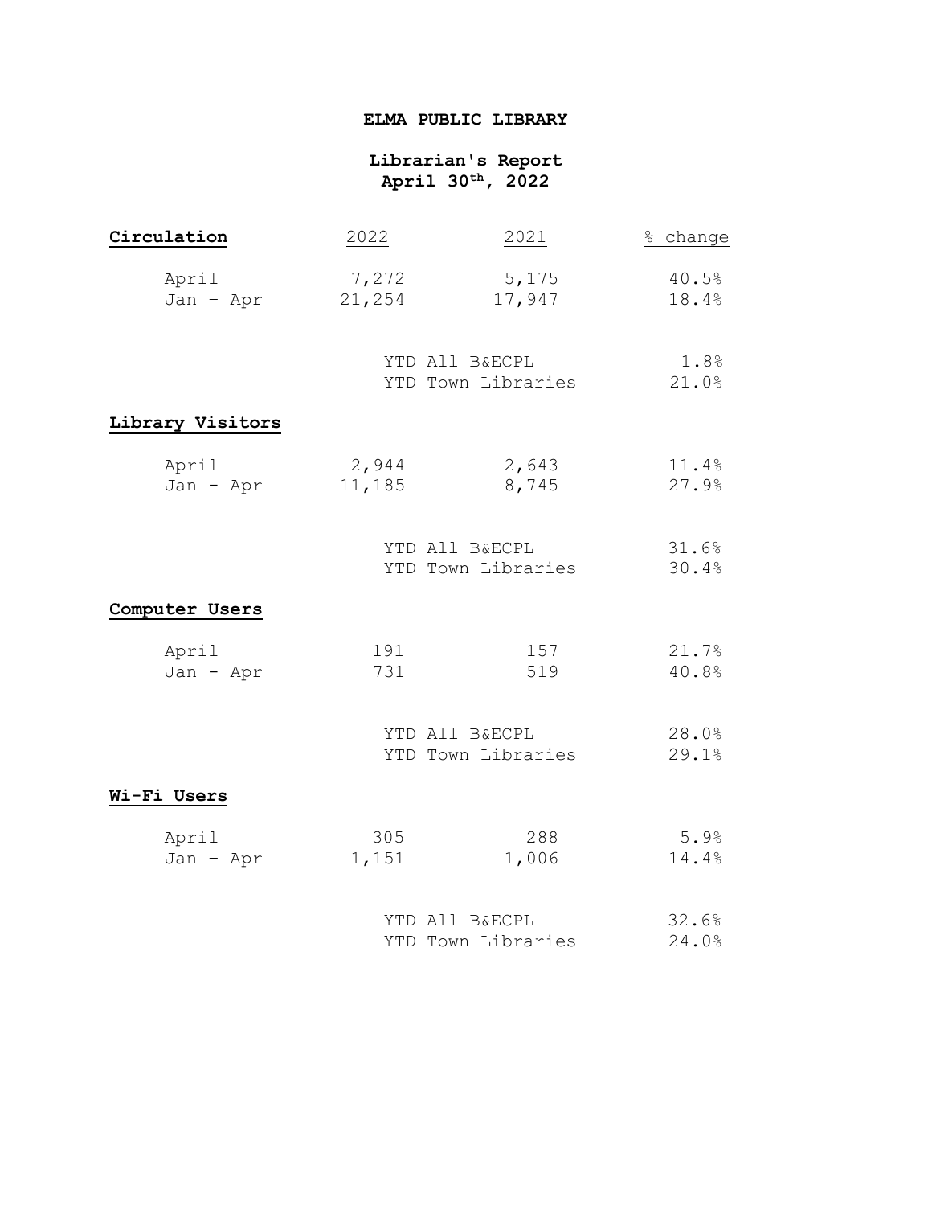# ELMA PUBLIC LIBRARY

## Librarian's Report
## April 30th, 2022

| **Circulation** | 2022 | 2021 | % change |
|---|---|---|---|
| April | 7,272 | 5,175 | 40.5% |
| Jan – Apr | 21,254 | 17,947 | 18.4% |
| | YTD All B&ECPL | | 1.8% |
| | YTD Town Libraries | | 21.0% |
| **Library Visitors** | | | |
| April | 2,944 | 2,643 | 11.4% |
| Jan - Apr | 11,185 | 8,745 | 27.9% |
| | YTD All B&ECPL | | 31.6% |
| | YTD Town Libraries | | 30.4% |
| **Computer Users** | | | |
| April | 191 | 157 | 21.7% |
| Jan - Apr | 731 | 519 | 40.8% |
| | YTD All B&ECPL | | 28.0% |
| | YTD Town Libraries | | 29.1% |
| **Wi-Fi Users** | | | |
| April | 305 | 288 | 5.9% |
| Jan – Apr | 1,151 | 1,006 | 14.4% |
| | YTD All B&ECPL | | 32.6% |
| | YTD Town Libraries | | 24.0% |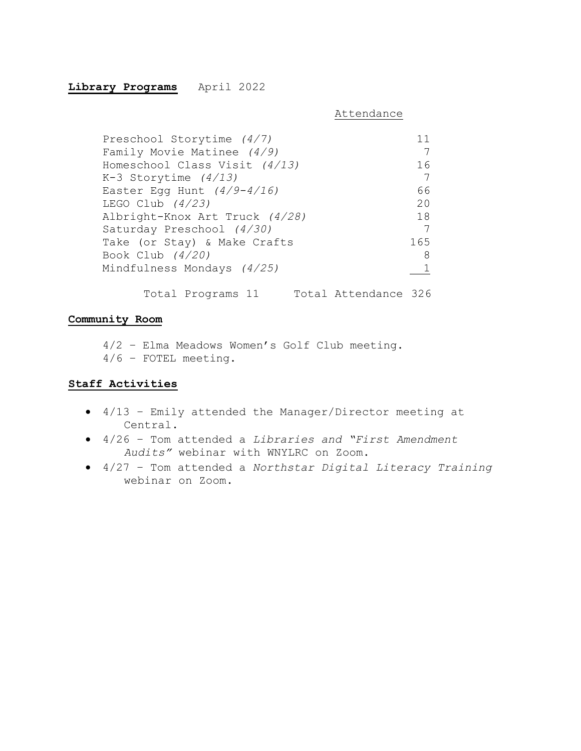**Library Programs** April 2022

| Program | Attendance |
| --- | --- |
| Preschool Storytime *(4/7)* | 11 |
| Family Movie Matinee *(4/9)* | 7 |
| Homeschool Class Visit *(4/13)* | 16 |
| K-3 Storytime *(4/13)* | 7 |
| Easter Egg Hunt *(4/9-4/16)* | 66 |
| LEGO Club *(4/23)* | 20 |
| Albright-Knox Art Truck *(4/28)* | 18 |
| Saturday Preschool *(4/30)* | 7 |
| Take (or Stay) & Make Crafts | 165 |
| Book Club *(4/20)* | 8 |
| Mindfulness Mondays *(4/25)* | 1 |

Total Programs 11 Total Attendance 326

**Community Room**

4/2 – Elma Meadows Women's Golf Club meeting.
4/6 – FOTEL meeting.

**Staff Activities**

- 4/13 – Emily attended the Manager/Director meeting at Central.
- 4/26 – Tom attended a *Libraries and "First Amendment Audits"* webinar with WNYLRC on Zoom.
- 4/27 – Tom attended a *Northstar Digital Literacy Training* webinar on Zoom.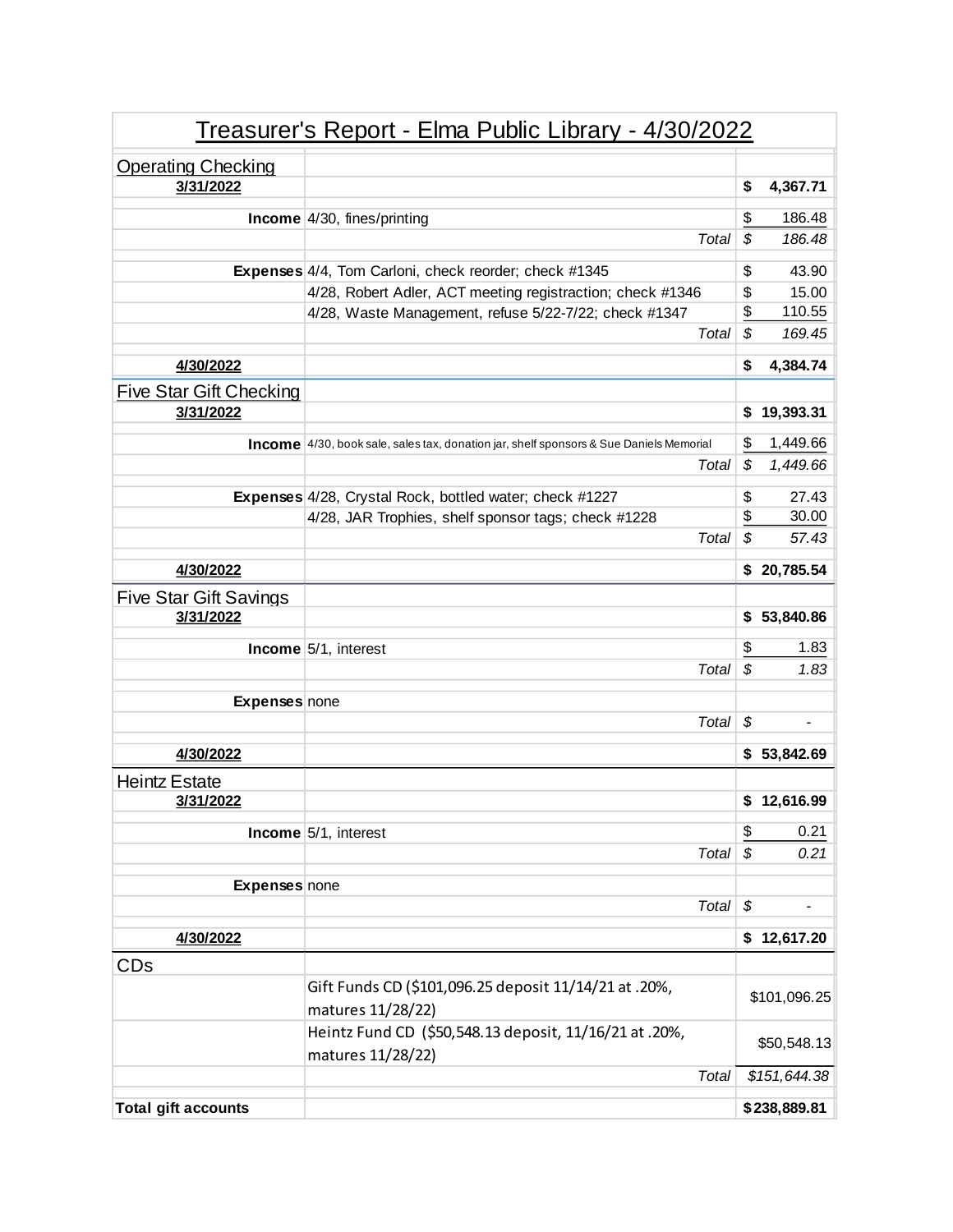# Treasurer's Report - Elma Public Library - 4/30/2022

| | | |
|---|---|---|
| **Operating Checking** | | |
| **3/31/2022** | | **$ 4,367.71** |
| **Income** | 4/30, fines/printing | $ 186.48 |
| | *Total* | *$ 186.48* |
| **Expenses** | 4/4, Tom Carloni, check reorder; check #1345 | $ 43.90 |
| | 4/28, Robert Adler, ACT meeting registraction; check #1346 | $ 15.00 |
| | 4/28, Waste Management, refuse 5/22-7/22; check #1347 | $ 110.55 |
| | *Total* | *$ 169.45* |
| **4/30/2022** | | **$ 4,384.74** |
| **Five Star Gift Checking** | | |
| **3/31/2022** | | **$ 19,393.31** |
| **Income** | 4/30, book sale, sales tax, donation jar, shelf sponsors & Sue Daniels Memorial | $ 1,449.66 |
| | *Total* | *$ 1,449.66* |
| **Expenses** | 4/28, Crystal Rock, bottled water; check #1227 | $ 27.43 |
| | 4/28, JAR Trophies, shelf sponsor tags; check #1228 | $ 30.00 |
| | *Total* | *$ 57.43* |
| **4/30/2022** | | **$ 20,785.54** |
| **Five Star Gift Savings** | | |
| **3/31/2022** | | **$ 53,840.86** |
| **Income** | 5/1, interest | $ 1.83 |
| | *Total* | *$ 1.83* |
| **Expenses** | none | |
| | *Total* | *$ -* |
| **4/30/2022** | | **$ 53,842.69** |
| **Heintz Estate** | | |
| **3/31/2022** | | **$ 12,616.99** |
| **Income** | 5/1, interest | $ 0.21 |
| | *Total* | *$ 0.21* |
| **Expenses** | none | |
| | *Total* | *$ -* |
| **4/30/2022** | | **$ 12,617.20** |
| **CDs** | | |
| | Gift Funds CD ($101,096.25 deposit 11/14/21 at .20%, matures 11/28/22) | $101,096.25 |
| | Heintz Fund CD ($50,548.13 deposit, 11/16/21 at .20%, matures 11/28/22) | $50,548.13 |
| | *Total* | *$151,644.38* |
| **Total gift accounts** | | **$238,889.81** |